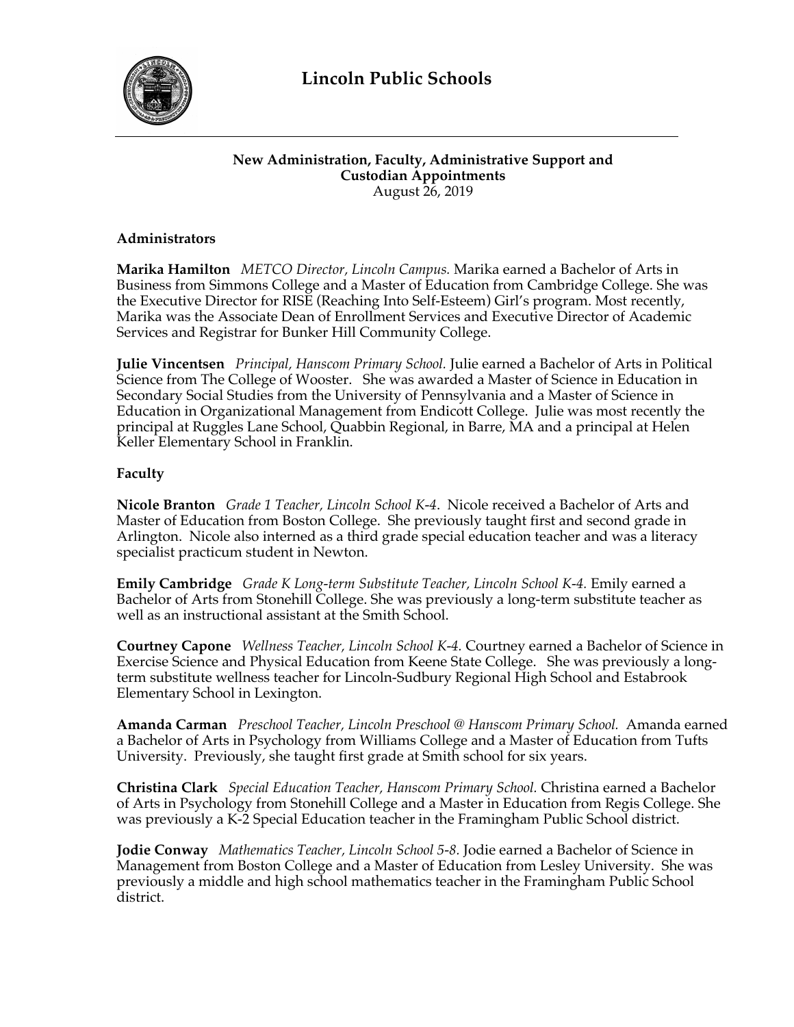# Lincoln Public Schools

**New Administration, Faculty, Administrative Support and Custodian Appointments**
August 26, 2019

## Administrators

**Marika Hamilton** *METCO Director, Lincoln Campus.* Marika earned a Bachelor of Arts in Business from Simmons College and a Master of Education from Cambridge College. She was the Executive Director for RISE (Reaching Into Self-Esteem) Girl's program. Most recently, Marika was the Associate Dean of Enrollment Services and Executive Director of Academic Services and Registrar for Bunker Hill Community College.

**Julie Vincentsen** *Principal, Hanscom Primary School.* Julie earned a Bachelor of Arts in Political Science from The College of Wooster. She was awarded a Master of Science in Education in Secondary Social Studies from the University of Pennsylvania and a Master of Science in Education in Organizational Management from Endicott College. Julie was most recently the principal at Ruggles Lane School, Quabbin Regional, in Barre, MA and a principal at Helen Keller Elementary School in Franklin.

## Faculty

**Nicole Branton** *Grade 1 Teacher, Lincoln School K-4*. Nicole received a Bachelor of Arts and Master of Education from Boston College. She previously taught first and second grade in Arlington. Nicole also interned as a third grade special education teacher and was a literacy specialist practicum student in Newton.

**Emily Cambridge** *Grade K Long-term Substitute Teacher, Lincoln School K-4.* Emily earned a Bachelor of Arts from Stonehill College. She was previously a long-term substitute teacher as well as an instructional assistant at the Smith School.

**Courtney Capone** *Wellness Teacher, Lincoln School K-4.* Courtney earned a Bachelor of Science in Exercise Science and Physical Education from Keene State College. She was previously a long-term substitute wellness teacher for Lincoln-Sudbury Regional High School and Estabrook Elementary School in Lexington.

**Amanda Carman** *Preschool Teacher, Lincoln Preschool @ Hanscom Primary School.* Amanda earned a Bachelor of Arts in Psychology from Williams College and a Master of Education from Tufts University. Previously, she taught first grade at Smith school for six years.

**Christina Clark** *Special Education Teacher, Hanscom Primary School.* Christina earned a Bachelor of Arts in Psychology from Stonehill College and a Master in Education from Regis College. She was previously a K-2 Special Education teacher in the Framingham Public School district.

**Jodie Conway** *Mathematics Teacher, Lincoln School 5-8.* Jodie earned a Bachelor of Science in Management from Boston College and a Master of Education from Lesley University. She was previously a middle and high school mathematics teacher in the Framingham Public School district.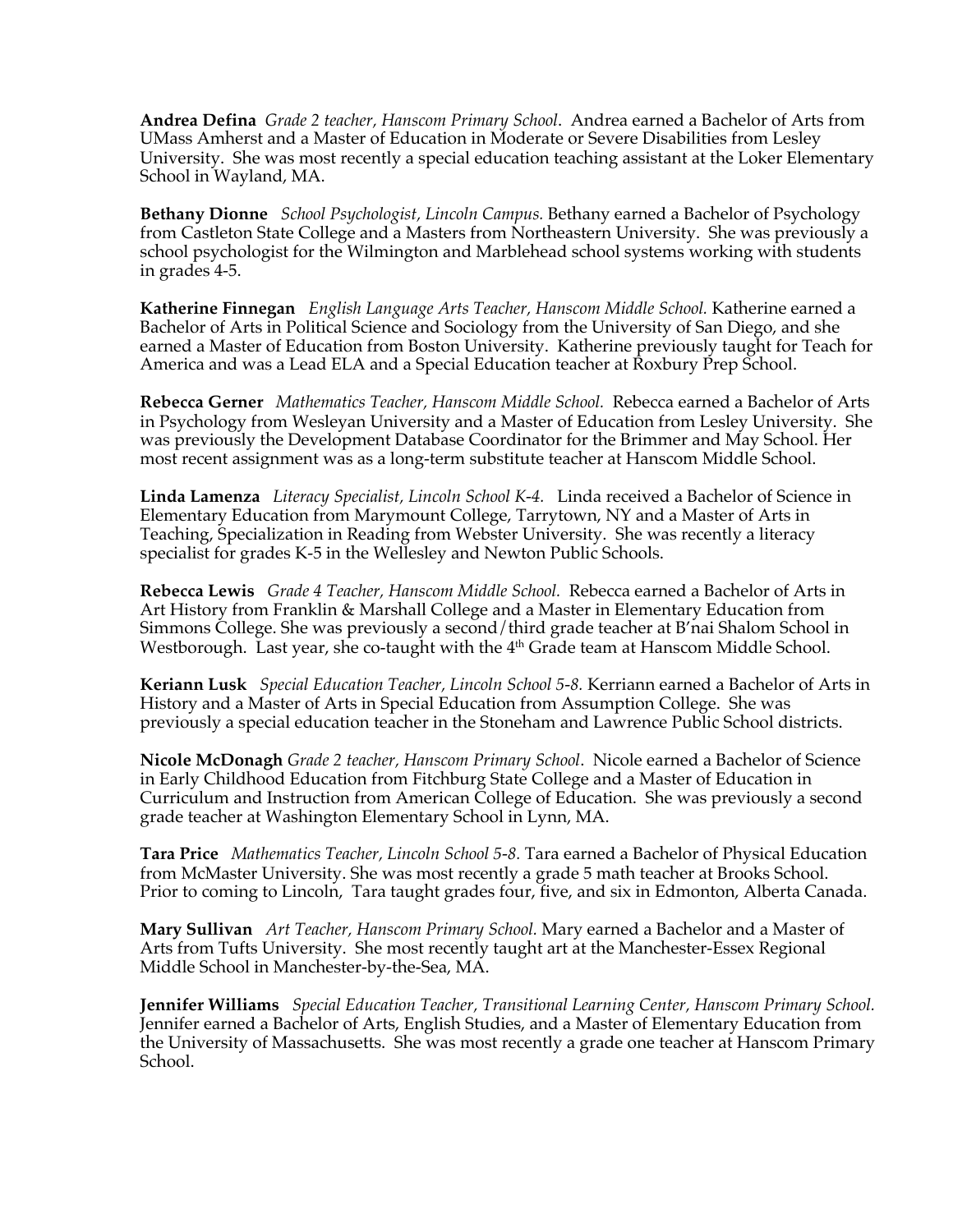**Andrea Defina** *Grade 2 teacher, Hanscom Primary School*. Andrea earned a Bachelor of Arts from UMass Amherst and a Master of Education in Moderate or Severe Disabilities from Lesley University. She was most recently a special education teaching assistant at the Loker Elementary School in Wayland, MA.

**Bethany Dionne** *School Psychologist, Lincoln Campus.* Bethany earned a Bachelor of Psychology from Castleton State College and a Masters from Northeastern University. She was previously a school psychologist for the Wilmington and Marblehead school systems working with students in grades 4-5.

**Katherine Finnegan** *English Language Arts Teacher, Hanscom Middle School.* Katherine earned a Bachelor of Arts in Political Science and Sociology from the University of San Diego, and she earned a Master of Education from Boston University. Katherine previously taught for Teach for America and was a Lead ELA and a Special Education teacher at Roxbury Prep School.

**Rebecca Gerner** *Mathematics Teacher, Hanscom Middle School.* Rebecca earned a Bachelor of Arts in Psychology from Wesleyan University and a Master of Education from Lesley University. She was previously the Development Database Coordinator for the Brimmer and May School. Her most recent assignment was as a long-term substitute teacher at Hanscom Middle School.

**Linda Lamenza** *Literacy Specialist, Lincoln School K-4.* Linda received a Bachelor of Science in Elementary Education from Marymount College, Tarrytown, NY and a Master of Arts in Teaching, Specialization in Reading from Webster University. She was recently a literacy specialist for grades K-5 in the Wellesley and Newton Public Schools.

**Rebecca Lewis** *Grade 4 Teacher, Hanscom Middle School.* Rebecca earned a Bachelor of Arts in Art History from Franklin & Marshall College and a Master in Elementary Education from Simmons College. She was previously a second/third grade teacher at B'nai Shalom School in Westborough. Last year, she co-taught with the 4th Grade team at Hanscom Middle School.

**Keriann Lusk** *Special Education Teacher, Lincoln School 5-8.* Kerriann earned a Bachelor of Arts in History and a Master of Arts in Special Education from Assumption College. She was previously a special education teacher in the Stoneham and Lawrence Public School districts.

**Nicole McDonagh** *Grade 2 teacher, Hanscom Primary School*. Nicole earned a Bachelor of Science in Early Childhood Education from Fitchburg State College and a Master of Education in Curriculum and Instruction from American College of Education. She was previously a second grade teacher at Washington Elementary School in Lynn, MA.

**Tara Price** *Mathematics Teacher, Lincoln School 5-8.* Tara earned a Bachelor of Physical Education from McMaster University. She was most recently a grade 5 math teacher at Brooks School. Prior to coming to Lincoln, Tara taught grades four, five, and six in Edmonton, Alberta Canada.

**Mary Sullivan** *Art Teacher, Hanscom Primary School.* Mary earned a Bachelor and a Master of Arts from Tufts University. She most recently taught art at the Manchester-Essex Regional Middle School in Manchester-by-the-Sea, MA.

**Jennifer Williams** *Special Education Teacher, Transitional Learning Center, Hanscom Primary School.* Jennifer earned a Bachelor of Arts, English Studies, and a Master of Elementary Education from the University of Massachusetts. She was most recently a grade one teacher at Hanscom Primary School.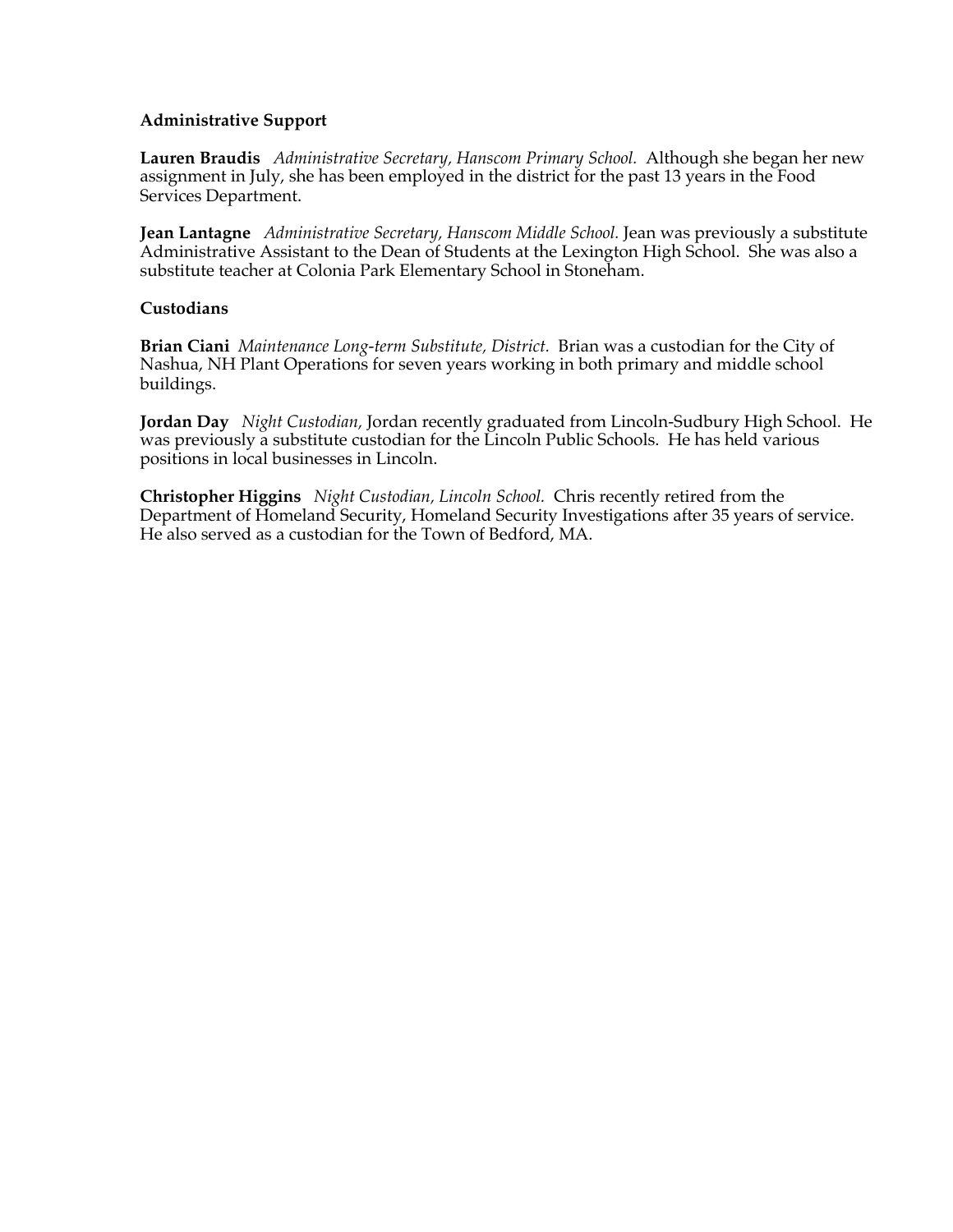**Administrative Support**

**Lauren Braudis** *Administrative Secretary, Hanscom Primary School.* Although she began her new assignment in July, she has been employed in the district for the past 13 years in the Food Services Department.

**Jean Lantagne** *Administrative Secretary, Hanscom Middle School.* Jean was previously a substitute Administrative Assistant to the Dean of Students at the Lexington High School. She was also a substitute teacher at Colonia Park Elementary School in Stoneham.

**Custodians**

**Brian Ciani** *Maintenance Long-term Substitute, District.* Brian was a custodian for the City of Nashua, NH Plant Operations for seven years working in both primary and middle school buildings.

**Jordan Day** *Night Custodian,* Jordan recently graduated from Lincoln-Sudbury High School. He was previously a substitute custodian for the Lincoln Public Schools. He has held various positions in local businesses in Lincoln.

**Christopher Higgins** *Night Custodian, Lincoln School.* Chris recently retired from the Department of Homeland Security, Homeland Security Investigations after 35 years of service. He also served as a custodian for the Town of Bedford, MA.